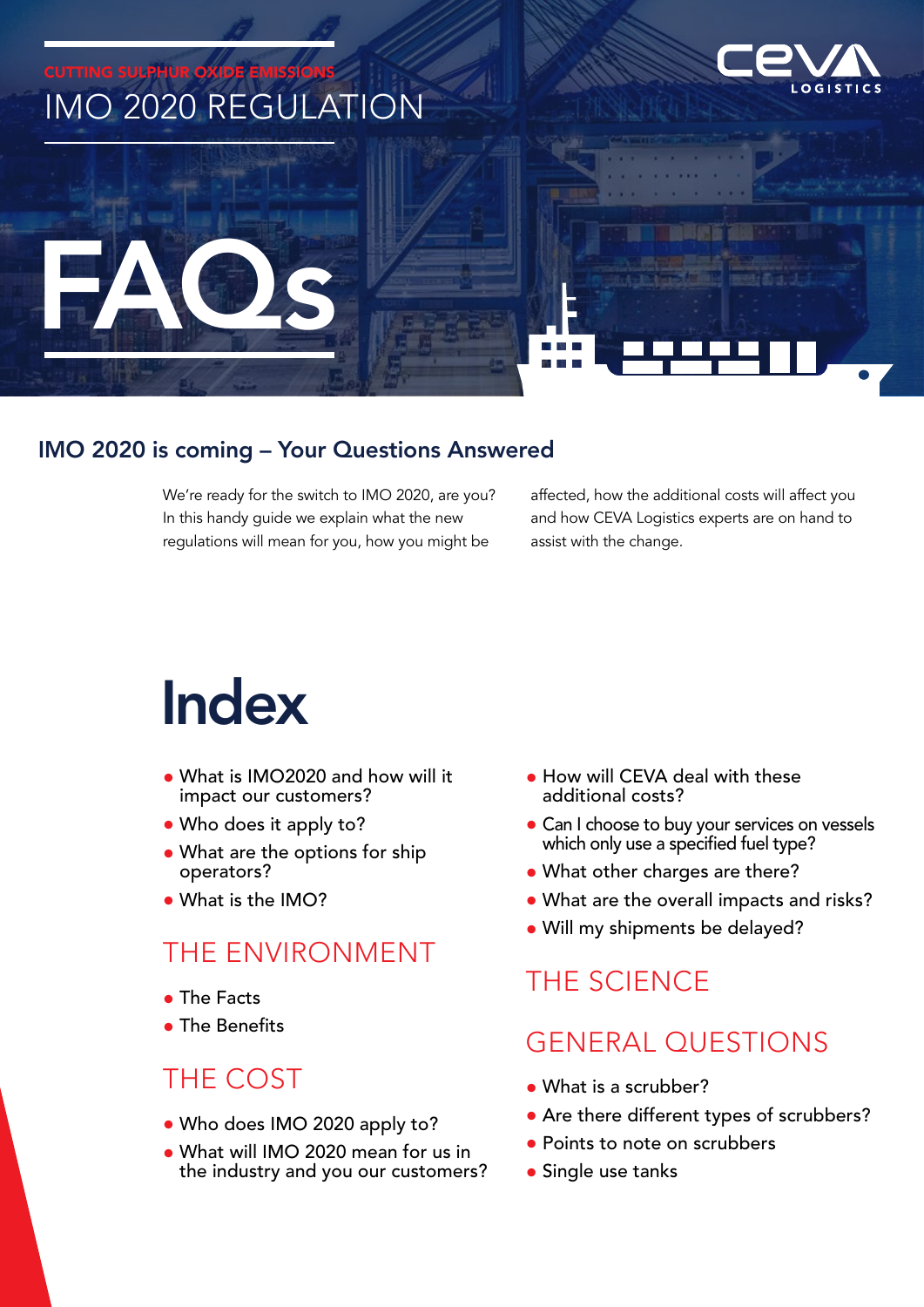CUTTING SULPHUR OXIDE EMISSIONS

# IMO 2020 REGULATION

CEVA LOGISTICS

# FAQs

## IMO 2020 is coming – Your Questions Answered

We're ready for the switch to IMO 2020, are you? In this handy guide we explain what the new regulations will mean for you, how you might be affected, how the additional costs will affect you and how CEVA Logistics experts are on hand to assist with the change.

# Index

- What is IMO2020 and how will it impact our customers?
- Who does it apply to?
- What are the options for ship operators?
- What is the IMO?

## THE ENVIRONMENT

- The Facts
- The Benefits

## THE COST

- Who does IMO 2020 apply to?
- What will IMO 2020 mean for us in the industry and you our customers?
- How will CEVA deal with these additional costs?
- Can I choose to buy your services on vessels which only use a specified fuel type?
- What other charges are there?
- What are the overall impacts and risks?
- Will my shipments be delayed?

## THE SCIENCE

## GENERAL QUESTIONS

- What is a scrubber?
- Are there different types of scrubbers?
- Points to note on scrubbers
- Single use tanks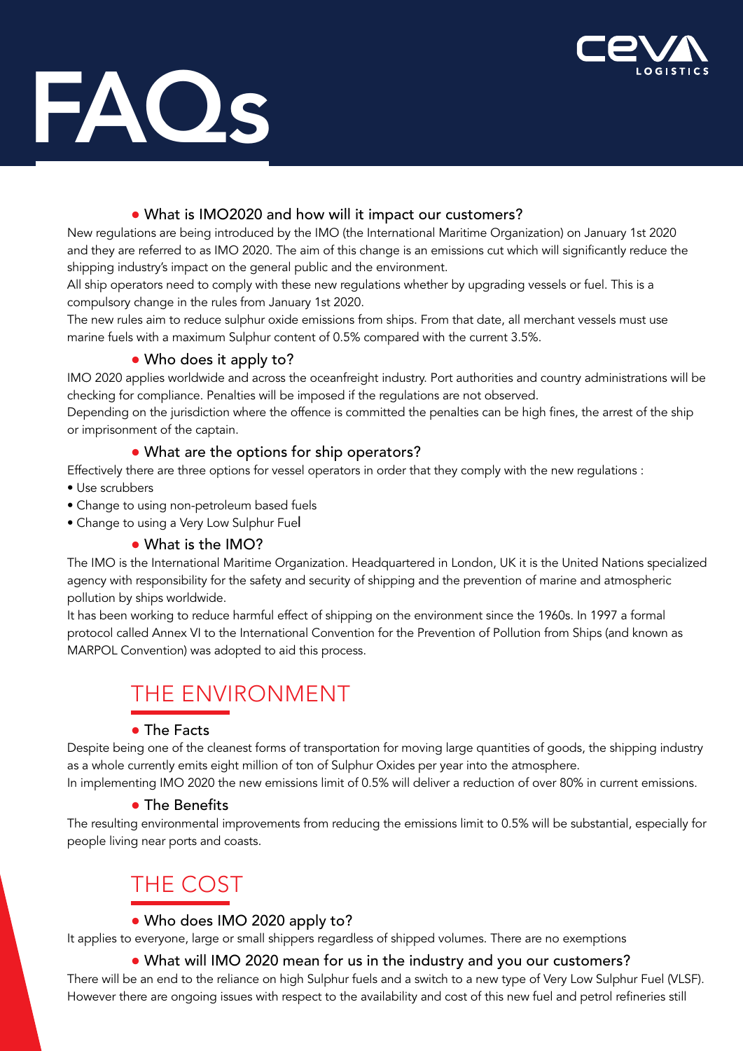# FAQs

### • What is IMO2020 and how will it impact our customers?

New regulations are being introduced by the IMO (the International Maritime Organization) on January 1st 2020 and they are referred to as IMO 2020. The aim of this change is an emissions cut which will significantly reduce the shipping industry's impact on the general public and the environment.

All ship operators need to comply with these new regulations whether by upgrading vessels or fuel. This is a compulsory change in the rules from January 1st 2020.

The new rules aim to reduce sulphur oxide emissions from ships. From that date, all merchant vessels must use marine fuels with a maximum Sulphur content of 0.5% compared with the current 3.5%.

### • Who does it apply to?

IMO 2020 applies worldwide and across the oceanfreight industry. Port authorities and country administrations will be checking for compliance. Penalties will be imposed if the regulations are not observed.

Depending on the jurisdiction where the offence is committed the penalties can be high fines, the arrest of the ship or imprisonment of the captain.

### • What are the options for ship operators?

Effectively there are three options for vessel operators in order that they comply with the new regulations :

- Use scrubbers
- Change to using non-petroleum based fuels
- Change to using a Very Low Sulphur Fuel

### • What is the IMO?

The IMO is the International Maritime Organization. Headquartered in London, UK it is the United Nations specialized agency with responsibility for the safety and security of shipping and the prevention of marine and atmospheric pollution by ships worldwide.

It has been working to reduce harmful effect of shipping on the environment since the 1960s. In 1997 a formal protocol called Annex VI to the International Convention for the Prevention of Pollution from Ships (and known as MARPOL Convention) was adopted to aid this process.

## THE ENVIRONMENT

### • The Facts

Despite being one of the cleanest forms of transportation for moving large quantities of goods, the shipping industry as a whole currently emits eight million of ton of Sulphur Oxides per year into the atmosphere.

In implementing IMO 2020 the new emissions limit of 0.5% will deliver a reduction of over 80% in current emissions.

### • The Benefits

The resulting environmental improvements from reducing the emissions limit to 0.5% will be substantial, especially for people living near ports and coasts.

## THE COST

### • Who does IMO 2020 apply to?

It applies to everyone, large or small shippers regardless of shipped volumes. There are no exemptions

### • What will IMO 2020 mean for us in the industry and you our customers?

There will be an end to the reliance on high Sulphur fuels and a switch to a new type of Very Low Sulphur Fuel (VLSF). However there are ongoing issues with respect to the availability and cost of this new fuel and petrol refineries still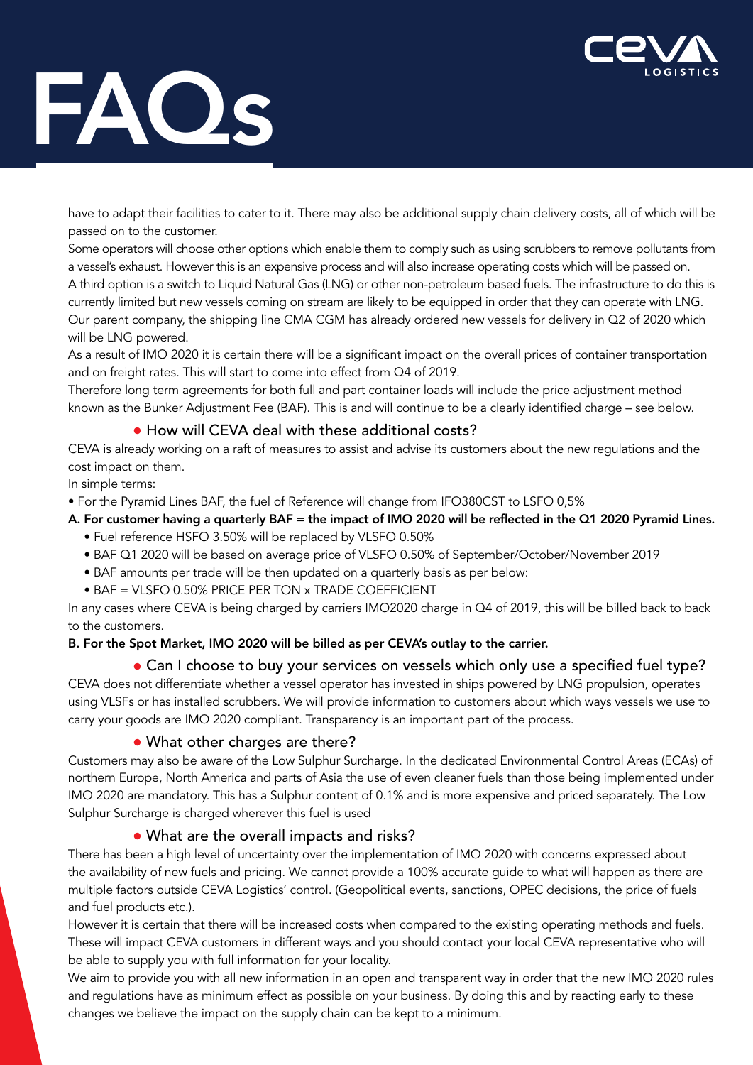# FAQs

have to adapt their facilities to cater to it. There may also be additional supply chain delivery costs, all of which will be passed on to the customer.

Some operators will choose other options which enable them to comply such as using scrubbers to remove pollutants from a vessel's exhaust. However this is an expensive process and will also increase operating costs which will be passed on.

A third option is a switch to Liquid Natural Gas (LNG) or other non-petroleum based fuels. The infrastructure to do this is currently limited but new vessels coming on stream are likely to be equipped in order that they can operate with LNG.

Our parent company, the shipping line CMA CGM has already ordered new vessels for delivery in Q2 of 2020 which will be LNG powered.

As a result of IMO 2020 it is certain there will be a significant impact on the overall prices of container transportation and on freight rates. This will start to come into effect from Q4 of 2019.

Therefore long term agreements for both full and part container loads will include the price adjustment method known as the Bunker Adjustment Fee (BAF). This is and will continue to be a clearly identified charge – see below.

## • How will CEVA deal with these additional costs?

CEVA is already working on a raft of measures to assist and advise its customers about the new regulations and the cost impact on them.

In simple terms:

- For the Pyramid Lines BAF, the fuel of Reference will change from IFO380CST to LSFO 0,5%

**A. For customer having a quarterly BAF = the impact of IMO 2020 will be reflected in the Q1 2020 Pyramid Lines.**

- Fuel reference HSFO 3.50% will be replaced by VLSFO 0.50%
- BAF Q1 2020 will be based on average price of VLSFO 0.50% of September/October/November 2019
- BAF amounts per trade will be then updated on a quarterly basis as per below:
- BAF = VLSFO 0.50% PRICE PER TON x TRADE COEFFICIENT

In any cases where CEVA is being charged by carriers IMO2020 charge in Q4 of 2019, this will be billed back to back to the customers.

**B. For the Spot Market, IMO 2020 will be billed as per CEVA's outlay to the carrier.**

## • Can I choose to buy your services on vessels which only use a specified fuel type?

CEVA does not differentiate whether a vessel operator has invested in ships powered by LNG propulsion, operates using VLSFs or has installed scrubbers. We will provide information to customers about which ways vessels we use to carry your goods are IMO 2020 compliant. Transparency is an important part of the process.

## • What other charges are there?

Customers may also be aware of the Low Sulphur Surcharge. In the dedicated Environmental Control Areas (ECAs) of northern Europe, North America and parts of Asia the use of even cleaner fuels than those being implemented under IMO 2020 are mandatory. This has a Sulphur content of 0.1% and is more expensive and priced separately. The Low Sulphur Surcharge is charged wherever this fuel is used

## • What are the overall impacts and risks?

There has been a high level of uncertainty over the implementation of IMO 2020 with concerns expressed about the availability of new fuels and pricing. We cannot provide a 100% accurate guide to what will happen as there are multiple factors outside CEVA Logistics' control. (Geopolitical events, sanctions, OPEC decisions, the price of fuels and fuel products etc.).

However it is certain that there will be increased costs when compared to the existing operating methods and fuels. These will impact CEVA customers in different ways and you should contact your local CEVA representative who will be able to supply you with full information for your locality.

We aim to provide you with all new information in an open and transparent way in order that the new IMO 2020 rules and regulations have as minimum effect as possible on your business. By doing this and by reacting early to these changes we believe the impact on the supply chain can be kept to a minimum.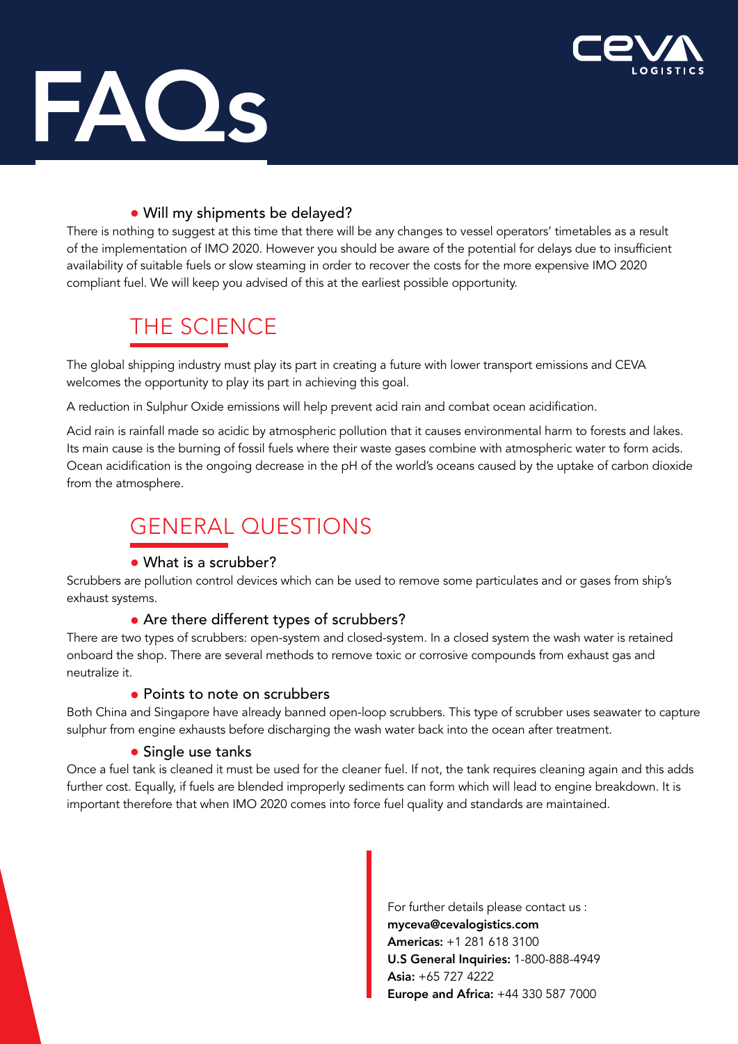# FAQs

- **Will my shipments be delayed?**

There is nothing to suggest at this time that there will be any changes to vessel operators' timetables as a result of the implementation of IMO 2020. However you should be aware of the potential for delays due to insufficient availability of suitable fuels or slow steaming in order to recover the costs for the more expensive IMO 2020 compliant fuel. We will keep you advised of this at the earliest possible opportunity.

## THE SCIENCE

The global shipping industry must play its part in creating a future with lower transport emissions and CEVA welcomes the opportunity to play its part in achieving this goal.

A reduction in Sulphur Oxide emissions will help prevent acid rain and combat ocean acidification.

Acid rain is rainfall made so acidic by atmospheric pollution that it causes environmental harm to forests and lakes. Its main cause is the burning of fossil fuels where their waste gases combine with atmospheric water to form acids. Ocean acidification is the ongoing decrease in the pH of the world's oceans caused by the uptake of carbon dioxide from the atmosphere.

## GENERAL QUESTIONS

- **What is a scrubber?**

Scrubbers are pollution control devices which can be used to remove some particulates and or gases from ship's exhaust systems.

- **Are there different types of scrubbers?**

There are two types of scrubbers: open-system and closed-system. In a closed system the wash water is retained onboard the shop. There are several methods to remove toxic or corrosive compounds from exhaust gas and neutralize it.

- **Points to note on scrubbers**

Both China and Singapore have already banned open-loop scrubbers. This type of scrubber uses seawater to capture sulphur from engine exhausts before discharging the wash water back into the ocean after treatment.

- **Single use tanks**

Once a fuel tank is cleaned it must be used for the cleaner fuel. If not, the tank requires cleaning again and this adds further cost. Equally, if fuels are blended improperly sediments can form which will lead to engine breakdown. It is important therefore that when IMO 2020 comes into force fuel quality and standards are maintained.

For further details please contact us :
**myceva@cevalogistics.com**
**Americas:** +1 281 618 3100
**U.S General Inquiries:** 1-800-888-4949
**Asia:** +65 727 4222
**Europe and Africa:** +44 330 587 7000